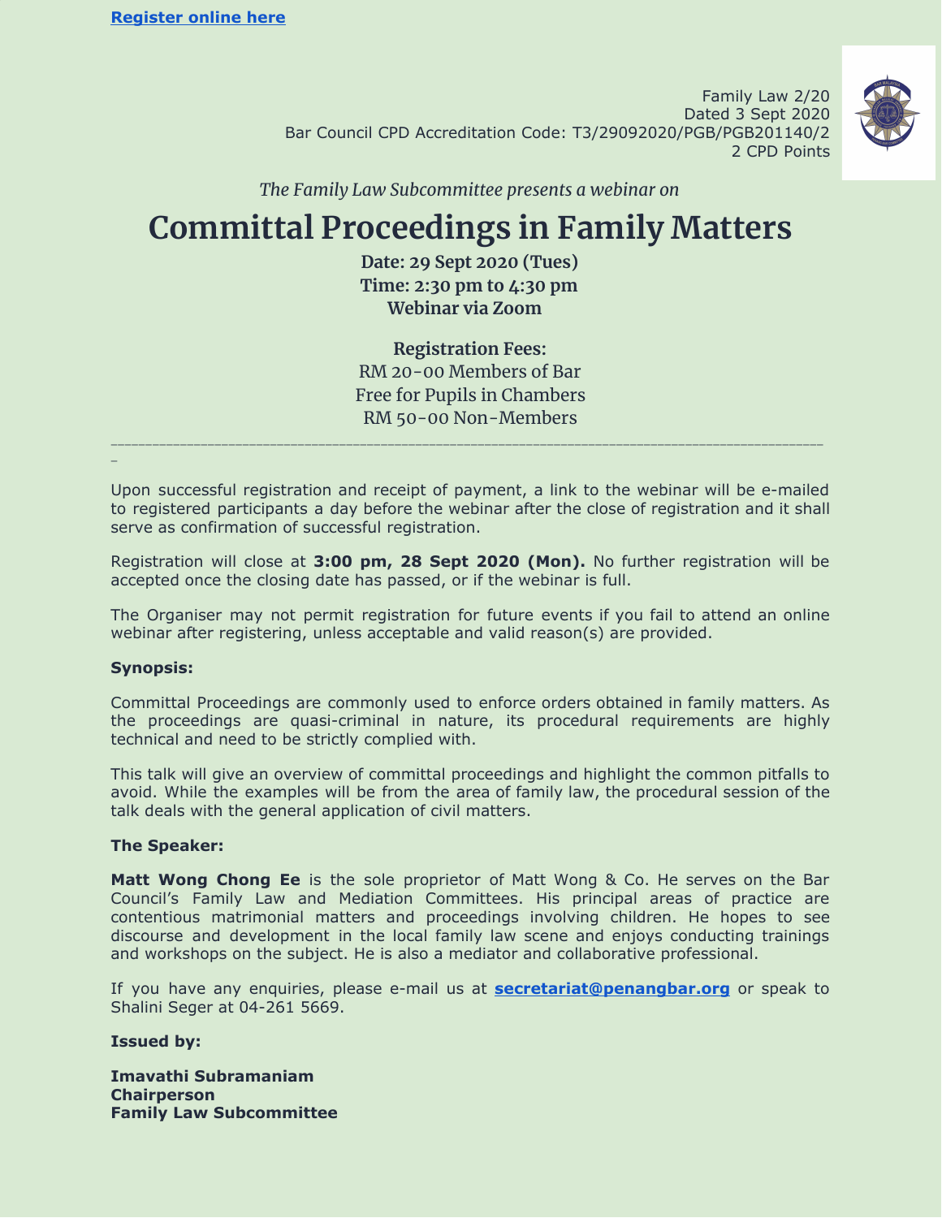[Register online here]

Family Law 2/20
Dated 3 Sept 2020
Bar Council CPD Accreditation Code: T3/29092020/PGB/PGB201140/2
2 CPD Points

*The Family Law Subcommittee presents a webinar on*

# Committal Proceedings in Family Matters

**Date: 29 Sept 2020 (Tues)**
**Time: 2:30 pm to 4:30 pm**
**Webinar via Zoom**

**Registration Fees:**
RM 20-00 Members of Bar
Free for Pupils in Chambers
RM 50-00 Non-Members

---

Upon successful registration and receipt of payment, a link to the webinar will be e-mailed to registered participants a day before the webinar after the close of registration and it shall serve as confirmation of successful registration.

Registration will close at **3:00 pm, 28 Sept 2020 (Mon).** No further registration will be accepted once the closing date has passed, or if the webinar is full.

The Organiser may not permit registration for future events if you fail to attend an online webinar after registering, unless acceptable and valid reason(s) are provided.

**Synopsis:**

Committal Proceedings are commonly used to enforce orders obtained in family matters. As the proceedings are quasi-criminal in nature, its procedural requirements are highly technical and need to be strictly complied with.

This talk will give an overview of committal proceedings and highlight the common pitfalls to avoid. While the examples will be from the area of family law, the procedural session of the talk deals with the general application of civil matters.

**The Speaker:**

**Matt Wong Chong Ee** is the sole proprietor of Matt Wong & Co. He serves on the Bar Council's Family Law and Mediation Committees. His principal areas of practice are contentious matrimonial matters and proceedings involving children. He hopes to see discourse and development in the local family law scene and enjoys conducting trainings and workshops on the subject. He is also a mediator and collaborative professional.

If you have any enquiries, please e-mail us at **secretariat@penangbar.org** or speak to Shalini Seger at 04-261 5669.

**Issued by:**

**Imavathi Subramaniam**
**Chairperson**
**Family Law Subcommittee**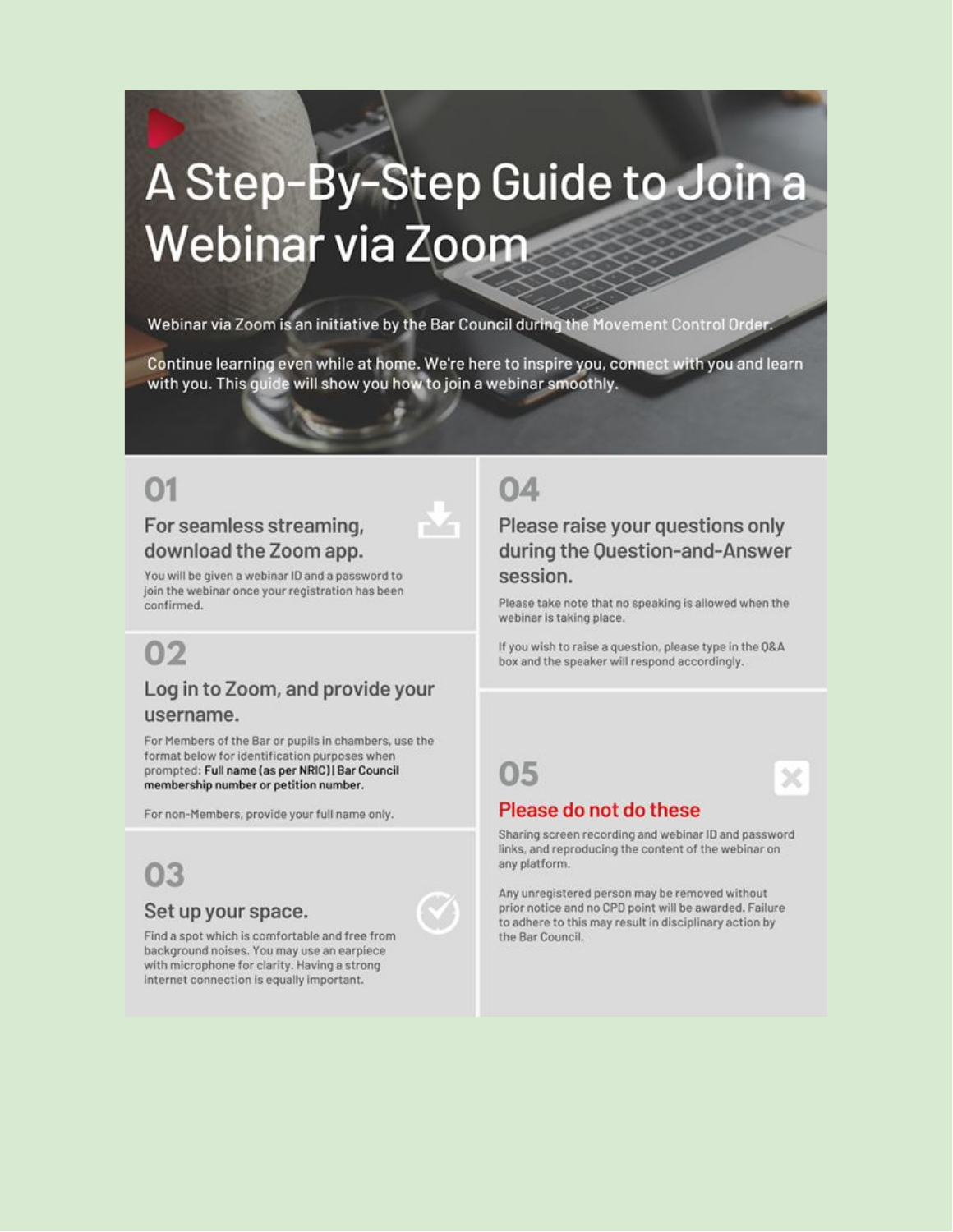# A Step-By-Step Guide to Join a Webinar via Zoom

Webinar via Zoom is an initiative by the Bar Council during the Movement Control Order.

Continue learning even while at home. We're here to inspire you, connect with you and learn with you. This guide will show you how to join a webinar smoothly.

## 01

### For seamless streaming, download the Zoom app.

You will be given a webinar ID and a password to join the webinar once your registration has been confirmed.

## 02

### Log in to Zoom, and provide your username.

For Members of the Bar or pupils in chambers, use the format below for identification purposes when prompted: **Full name (as per NRIC) | Bar Council membership number or petition number.**

For non-Members, provide your full name only.

## 03

### Set up your space.

Find a spot which is comfortable and free from background noises. You may use an earpiece with microphone for clarity. Having a strong internet connection is equally important.

## 04

### Please raise your questions only during the Question-and-Answer session.

Please take note that no speaking is allowed when the webinar is taking place.

If you wish to raise a question, please type in the Q&A box and the speaker will respond accordingly.

## 05

### Please do not do these

Sharing screen recording and webinar ID and password links, and reproducing the content of the webinar on any platform.

Any unregistered person may be removed without prior notice and no CPD point will be awarded. Failure to adhere to this may result in disciplinary action by the Bar Council.